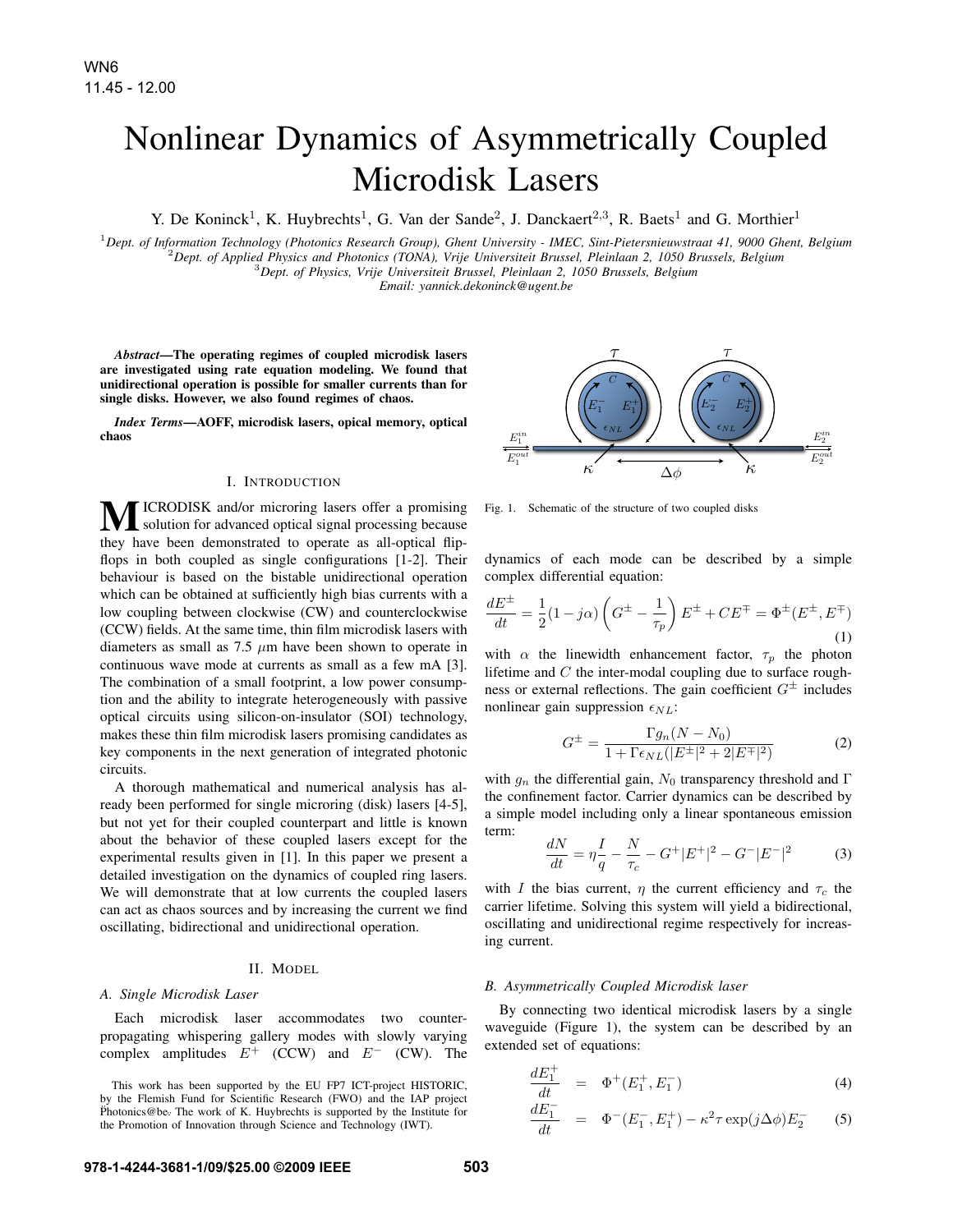# Nonlinear Dynamics of Asymmetrically Coupled Microdisk Lasers

Y. De Koninck[1], K. Huybrechts[1], G. Van der Sande[2], J. Danckaert[2,3], R. Baets[1] and G. Morthier[1]

[1]Dept. of Information Technology (Photonics Research Group), Ghent University - IMEC, Sint-Pietersnieuwstraat 41, 9000 Ghent, Belgium
[2]Dept. of Applied Physics and Photonics (TONA), Vrije Universiteit Brussel, Pleinlaan 2, 1050 Brussels, Belgium
[3]Dept. of Physics, Vrije Universiteit Brussel, Pleinlaan 2, 1050 Brussels, Belgium
Email: yannick.dekoninck@ugent.be

***Abstract*—The operating regimes of coupled microdisk lasers are investigated using rate equation modeling. We found that unidirectional operation is possible for smaller currents than for single disks. However, we also found regimes of chaos.**

***Index Terms*—AOFF, microdisk lasers, opical memory, optical chaos**

## I. Introduction

Microdisk and/or microring lasers offer a promising solution for advanced optical signal processing because they have been demonstrated to operate as all-optical flip-flops in both coupled as single configurations [1-2]. Their behaviour is based on the bistable unidirectional operation which can be obtained at sufficiently high bias currents with a low coupling between clockwise (CW) and counterclockwise (CCW) fields. At the same time, thin film microdisk lasers with diameters as small as 7.5 $\mu$m have been shown to operate in continuous wave mode at currents as small as a few mA [3]. The combination of a small footprint, a low power consumption and the ability to integrate heterogeneously with passive optical circuits using silicon-on-insulator (SOI) technology, makes these thin film microdisk lasers promising candidates as key components in the next generation of integrated photonic circuits.

A thorough mathematical and numerical analysis has already been performed for single microring (disk) lasers [4-5], but not yet for their coupled counterpart and little is known about the behavior of these coupled lasers except for the experimental results given in [1]. In this paper we present a detailed investigation on the dynamics of coupled ring lasers. We will demonstrate that at low currents the coupled lasers can act as chaos sources and by increasing the current we find oscillating, bidirectional and unidirectional operation.

## II. Model

### A. Single Microdisk Laser

Each microdisk laser accommodates two counter-propagating whispering gallery modes with slowly varying complex amplitudes $E^+$ (CCW) and $E^-$ (CW). The dynamics of each mode can be described by a simple complex differential equation:

$$\frac{dE^{\pm}}{dt} = \frac{1}{2}(1-j\alpha)\left(G^{\pm} - \frac{1}{\tau_p}\right)E^{\pm} + CE^{\mp} = \Phi^{\pm}(E^{\pm}, E^{\mp}) \tag{1}$$

with $\alpha$ the linewidth enhancement factor, $\tau_p$ the photon lifetime and $C$ the inter-modal coupling due to surface roughness or external reflections. The gain coefficient $G^{\pm}$ includes nonlinear gain suppression $\epsilon_{NL}$:

$$G^{\pm} = \frac{\Gamma g_n (N - N_0)}{1 + \Gamma \epsilon_{NL}(|E^{\pm}|^2 + 2|E^{\mp}|^2)} \tag{2}$$

with $g_n$ the differential gain, $N_0$ transparency threshold and $\Gamma$ the confinement factor. Carrier dynamics can be described by a simple model including only a linear spontaneous emission term:

$$\frac{dN}{dt} = \eta\frac{I}{q} - \frac{N}{\tau_c} - G^+|E^+|^2 - G^-|E^-|^2 \tag{3}$$

with $I$ the bias current, $\eta$ the current efficiency and $\tau_c$ the carrier lifetime. Solving this system will yield a bidirectional, oscillating and unidirectional regime respectively for increasing current.

Fig. 1. Schematic of the structure of two coupled disks

### B. Asymmetrically Coupled Microdisk laser

By connecting two identical microdisk lasers by a single waveguide (Figure 1), the system can be described by an extended set of equations:

$$\frac{dE_1^+}{dt} = \Phi^+(E_1^+, E_1^-) \tag{4}$$

$$\frac{dE_1^-}{dt} = \Phi^-(E_1^-, E_1^+) - \kappa^2 \tau \exp(j\Delta\phi) E_2^- \tag{5}$$

This work has been supported by the EU FP7 ICT-project HISTORIC, by the Flemish Fund for Scientific Research (FWO) and the IAP project Photonics@be. The work of K. Huybrechts is supported by the Institute for the Promotion of Innovation through Science and Technology (IWT).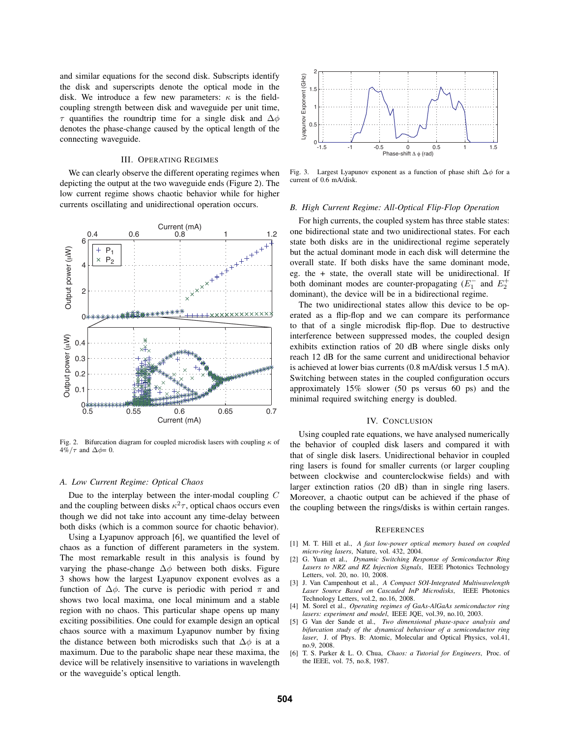and similar equations for the second disk. Subscripts identify the disk and superscripts denote the optical mode in the disk. We introduce a few new parameters: $\kappa$ is the field-coupling strength between disk and waveguide per unit time, $\tau$ quantifies the roundtrip time for a single disk and $\Delta\phi$ denotes the phase-change caused by the optical length of the connecting waveguide.

## III. Operating Regimes

We can clearly observe the different operating regimes when depicting the output at the two waveguide ends (Figure 2). The low current regime shows chaotic behavior while for higher currents oscillating and unidirectional operation occurs.

Current (mA)
0.4 0.6 0.8 1 1.2
Output power (μW)
6 4 2 0
$P_1$
$P_2$
Output power (μW)
0.4 0.3 0.2 0.1 0
0.5 0.55 0.6 0.65 0.7
Current (mA)

Fig. 2. Bifurcation diagram for coupled microdisk lasers with coupling $\kappa$ of $4\%/\tau$ and $\Delta\phi$= 0.

### A. Low Current Regime: Optical Chaos

Due to the interplay between the inter-modal coupling $C$ and the coupling between disks $\kappa^2\tau$, optical chaos occurs even though we did not take into account any time-delay between both disks (which is a common source for chaotic behavior).

Using a Lyapunov approach [6], we quantified the level of chaos as a function of different parameters in the system. The most remarkable result in this analysis is found by varying the phase-change $\Delta\phi$ between both disks. Figure 3 shows how the largest Lyapunov exponent evolves as a function of $\Delta\phi$. The curve is periodic with period $\pi$ and shows two local maxima, one local minimum and a stable region with no chaos. This particular shape opens up many exciting possibilities. One could for example design an optical chaos source with a maximum Lyapunov number by fixing the distance between both microdisks such that $\Delta\phi$ is at a maximum. Due to the parabolic shape near these maxima, the device will be relatively insensitive to variations in wavelength or the waveguide's optical length.

Lyapunov Exponent (GHz)
2 1.5 1 0.5 0
-1.5 -1 -0.5 0 0.5 1 1.5
Phase-shift Δ ϕ (rad)

Fig. 3. Largest Lyapunov exponent as a function of phase shift $\Delta\phi$ for a current of 0.6 mA/disk.

### B. High Current Regime: All-Optical Flip-Flop Operation

For high currents, the coupled system has three stable states: one bidirectional state and two unidirectional states. For each state both disks are in the unidirectional regime seperately but the actual dominant mode in each disk will determine the overall state. If both disks have the same dominant mode, eg. the + state, the overall state will be unidirectional. If both dominant modes are counter-propagating ($E_1^-$ and $E_2^+$ dominant), the device will be in a bidirectional regime.

The two unidirectional states allow this device to be operated as a flip-flop and we can compare its performance to that of a single microdisk flip-flop. Due to destructive interference between suppressed modes, the coupled design exhibits extinction ratios of 20 dB where single disks only reach 12 dB for the same current and unidirectional behavior is achieved at lower bias currents (0.8 mA/disk versus 1.5 mA). Switching between states in the coupled configuration occurs approximately 15% slower (50 ps versus 60 ps) and the minimal required switching energy is doubled.

## IV. Conclusion

Using coupled rate equations, we have analysed numerically the behavior of coupled disk lasers and compared it with that of single disk lasers. Unidirectional behavior in coupled ring lasers is found for smaller currents (or larger coupling between clockwise and counterclockwise fields) and with larger extinction ratios (20 dB) than in single ring lasers. Moreover, a chaotic output can be achieved if the phase of the coupling between the rings/disks is within certain ranges.

## References

[1] M. T. Hill et al., *A fast low-power optical memory based on coupled micro-ring lasers*, Nature, vol. 432, 2004.

[2] G. Yuan et al., *Dynamic Switching Response of Semiconductor Ring Lasers to NRZ and RZ Injection Signals*, IEEE Photonics Technology Letters, vol. 20, no. 10, 2008.

[3] J. Van Campenhout et al., *A Compact SOI-Integrated Multiwavelength Laser Source Based on Cascaded InP Microdisks*, IEEE Photonics Technology Letters, vol.2, no.16, 2008.

[4] M. Sorel et al., *Operating regimes of GaAs-AlGaAs semiconductor ring lasers: experiment and model*, IEEE JQE, vol.39, no.10, 2003.

[5] G Van der Sande et al., *Two dimensional phase-space analysis and bifurcation study of the dynamical behaviour of a semiconductor ring laser*, J. of Phys. B: Atomic, Molecular and Optical Physics, vol.41, no.9, 2008.

[6] T. S. Parker & L. O. Chua, *Chaos: a Tutorial for Engineers*, Proc. of the IEEE, vol. 75, no.8, 1987.